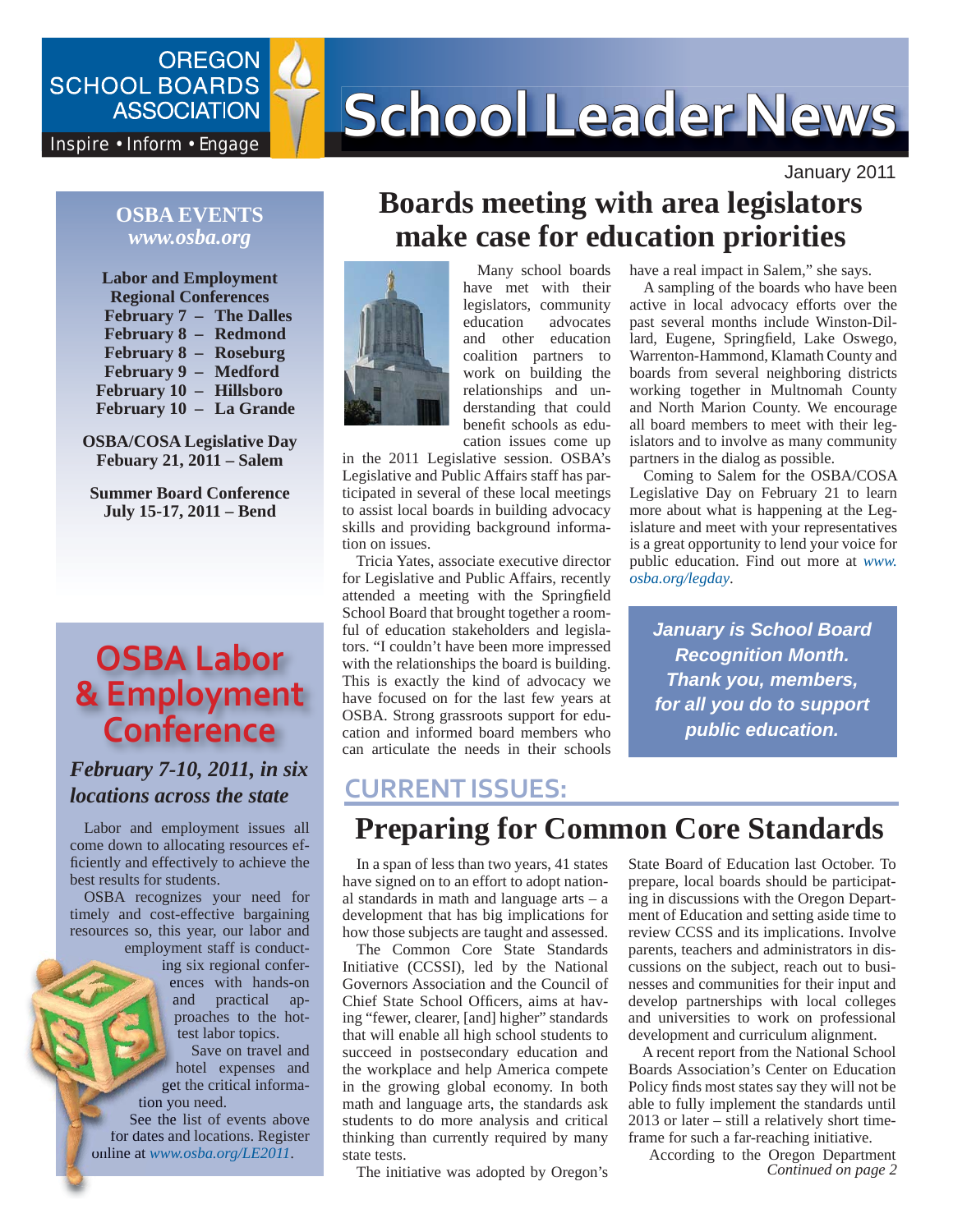# School Leader News

OREGON SCHOOL BOARDS ASSOCIATION

Inspire • Inform • Engage

January 2011

## Boards meeting with area legislators make case for education priorities

Many school boards have met with their legislators, community education advocates and other education coalition partners to work on building the relationships and understanding that could benefit schools as education issues come up in the 2011 Legislative session. OSBA's Legislative and Public Affairs staff has participated in several of these local meetings to assist local boards in building advocacy skills and providing background information on issues.

Tricia Yates, associate executive director for Legislative and Public Affairs, recently attended a meeting with the Springfield School Board that brought together a roomful of education stakeholders and legislators. "I couldn't have been more impressed with the relationships the board is building. This is exactly the kind of advocacy we have focused on for the last few years at OSBA. Strong grassroots support for education and informed board members who can articulate the needs in their schools have a real impact in Salem," she says.

A sampling of the boards who have been active in local advocacy efforts over the past several months include Winston-Dillard, Eugene, Springfield, Lake Oswego, Warrenton-Hammond, Klamath County and boards from several neighboring districts working together in Multnomah County and North Marion County. We encourage all board members to meet with their legislators and to involve as many community partners in the dialog as possible.

Coming to Salem for the OSBA/COSA Legislative Day on February 21 to learn more about what is happening at the Legislature and meet with your representatives is a great opportunity to lend your voice for public education. Find out more at *www.osba.org/legday*.

***January is School Board Recognition Month. Thank you, members, for all you do to support public education.***

### OSBA EVENTS
*www.osba.org*

**Labor and Employment Regional Conferences**
- February 7 – The Dalles
- February 8 – Redmond
- February 8 – Roseburg
- February 9 – Medford
- February 10 – Hillsboro
- February 10 – La Grande

**OSBA/COSA Legislative Day**
**Febuary 21, 2011 – Salem**

**Summer Board Conference**
**July 15-17, 2011 – Bend**

## OSBA Labor & Employment Conference

***February 7-10, 2011, in six locations across the state***

Labor and employment issues all come down to allocating resources efficiently and effectively to achieve the best results for students.

OSBA recognizes your need for timely and cost-effective bargaining resources so, this year, our labor and employment staff is conducting six regional conferences with hands-on and practical approaches to the hottest labor topics.

Save on travel and hotel expenses and get the critical information you need.

See the list of events above for dates and locations. Register online at *www.osba.org/LE2011*.

## CURRENT ISSUES:

## Preparing for Common Core Standards

In a span of less than two years, 41 states have signed on to an effort to adopt national standards in math and language arts – a development that has big implications for how those subjects are taught and assessed.

The Common Core State Standards Initiative (CCSSI), led by the National Governors Association and the Council of Chief State School Officers, aims at having "fewer, clearer, [and] higher" standards that will enable all high school students to succeed in postsecondary education and the workplace and help America compete in the growing global economy. In both math and language arts, the standards ask students to do more analysis and critical thinking than currently required by many state tests.

The initiative was adopted by Oregon's State Board of Education last October. To prepare, local boards should be participating in discussions with the Oregon Department of Education and setting aside time to review CCSS and its implications. Involve parents, teachers and administrators in discussions on the subject, reach out to businesses and communities for their input and develop partnerships with local colleges and universities to work on professional development and curriculum alignment.

A recent report from the National School Boards Association's Center on Education Policy finds most states say they will not be able to fully implement the standards until 2013 or later – still a relatively short timeframe for such a far-reaching initiative.

According to the Oregon Department

*Continued on page 2*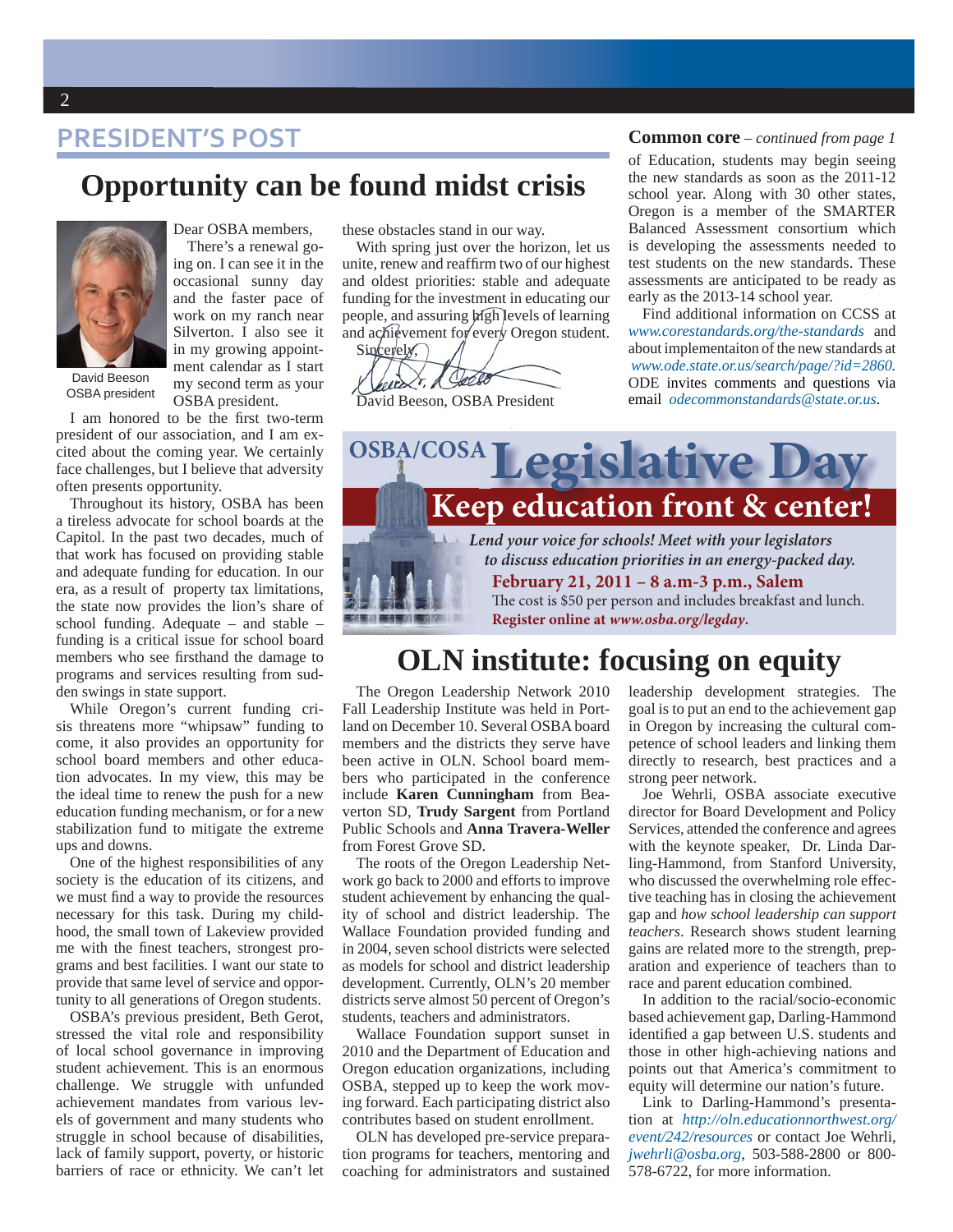## PRESIDENT'S POST

# Opportunity can be found midst crisis

David Beeson
OSBA president

Dear OSBA members,

There's a renewal going on. I can see it in the occasional sunny day and the faster pace of work on my ranch near Silverton. I also see it in my growing appointment calendar as I start my second term as your OSBA president.

I am honored to be the first two-term president of our association, and I am excited about the coming year. We certainly face challenges, but I believe that adversity often presents opportunity.

Throughout its history, OSBA has been a tireless advocate for school boards at the Capitol. In the past two decades, much of that work has focused on providing stable and adequate funding for education. In our era, as a result of property tax limitations, the state now provides the lion's share of school funding. Adequate – and stable – funding is a critical issue for school board members who see firsthand the damage to programs and services resulting from sudden swings in state support.

While Oregon's current funding crisis threatens more "whipsaw" funding to come, it also provides an opportunity for school board members and other education advocates. In my view, this may be the ideal time to renew the push for a new education funding mechanism, or for a new stabilization fund to mitigate the extreme ups and downs.

One of the highest responsibilities of any society is the education of its citizens, and we must find a way to provide the resources necessary for this task. During my childhood, the small town of Lakeview provided me with the finest teachers, strongest programs and best facilities. I want our state to provide that same level of service and opportunity to all generations of Oregon students.

OSBA's previous president, Beth Gerot, stressed the vital role and responsibility of local school governance in improving student achievement. This is an enormous challenge. We struggle with unfunded achievement mandates from various levels of government and many students who struggle in school because of disabilities, lack of family support, poverty, or historic barriers of race or ethnicity. We can't let these obstacles stand in our way.

With spring just over the horizon, let us unite, renew and reaffirm two of our highest and oldest priorities: stable and adequate funding for the investment in educating our people, and assuring high levels of learning and achievement for every Oregon student.

Sincerely,

David Beeson, OSBA President

**Common core** *– continued from page 1*

of Education, students may begin seeing the new standards as soon as the 2011-12 school year. Along with 30 other states, Oregon is a member of the SMARTER Balanced Assessment consortium which is developing the assessments needed to test students on the new standards. These assessments are anticipated to be ready as early as the 2013-14 school year.

Find additional information on CCSS at *www.corestandards.org/the-standards* and about implementaiton of the new standards at *www.ode.state.or.us/search/page/?id=2860.* ODE invites comments and questions via email *odecommonstandards@state.or.us*.

## OSBA/COSA Legislative Day

### Keep education front & center!

*Lend your voice for schools! Meet with your legislators to discuss education priorities in an energy-packed day.*

**February 21, 2011 – 8 a.m-3 p.m., Salem**

The cost is $50 per person and includes breakfast and lunch.

**Register online at *www.osba.org/legday*.**

# OLN institute: focusing on equity

The Oregon Leadership Network 2010 Fall Leadership Institute was held in Portland on December 10. Several OSBA board members and the districts they serve have been active in OLN. School board members who participated in the conference include **Karen Cunningham** from Beaverton SD, **Trudy Sargent** from Portland Public Schools and **Anna Travera-Weller** from Forest Grove SD.

The roots of the Oregon Leadership Network go back to 2000 and efforts to improve student achievement by enhancing the quality of school and district leadership. The Wallace Foundation provided funding and in 2004, seven school districts were selected as models for school and district leadership development. Currently, OLN's 20 member districts serve almost 50 percent of Oregon's students, teachers and administrators.

Wallace Foundation support sunset in 2010 and the Department of Education and Oregon education organizations, including OSBA, stepped up to keep the work moving forward. Each participating district also contributes based on student enrollment.

OLN has developed pre-service preparation programs for teachers, mentoring and coaching for administrators and sustained leadership development strategies. The goal is to put an end to the achievement gap in Oregon by increasing the cultural competence of school leaders and linking them directly to research, best practices and a strong peer network.

Joe Wehrli, OSBA associate executive director for Board Development and Policy Services, attended the conference and agrees with the keynote speaker, Dr. Linda Darling-Hammond, from Stanford University, who discussed the overwhelming role effective teaching has in closing the achievement gap and *how school leadership can support teachers*. Research shows student learning gains are related more to the strength, preparation and experience of teachers than to race and parent education combined.

In addition to the racial/socio-economic based achievement gap, Darling-Hammond identified a gap between U.S. students and those in other high-achieving nations and points out that America's commitment to equity will determine our nation's future.

Link to Darling-Hammond's presentation at *http://oln.educationnorthwest.org/event/242/resources* or contact Joe Wehrli, *jwehrli@osba.org*, 503-588-2800 or 800-578-6722, for more information.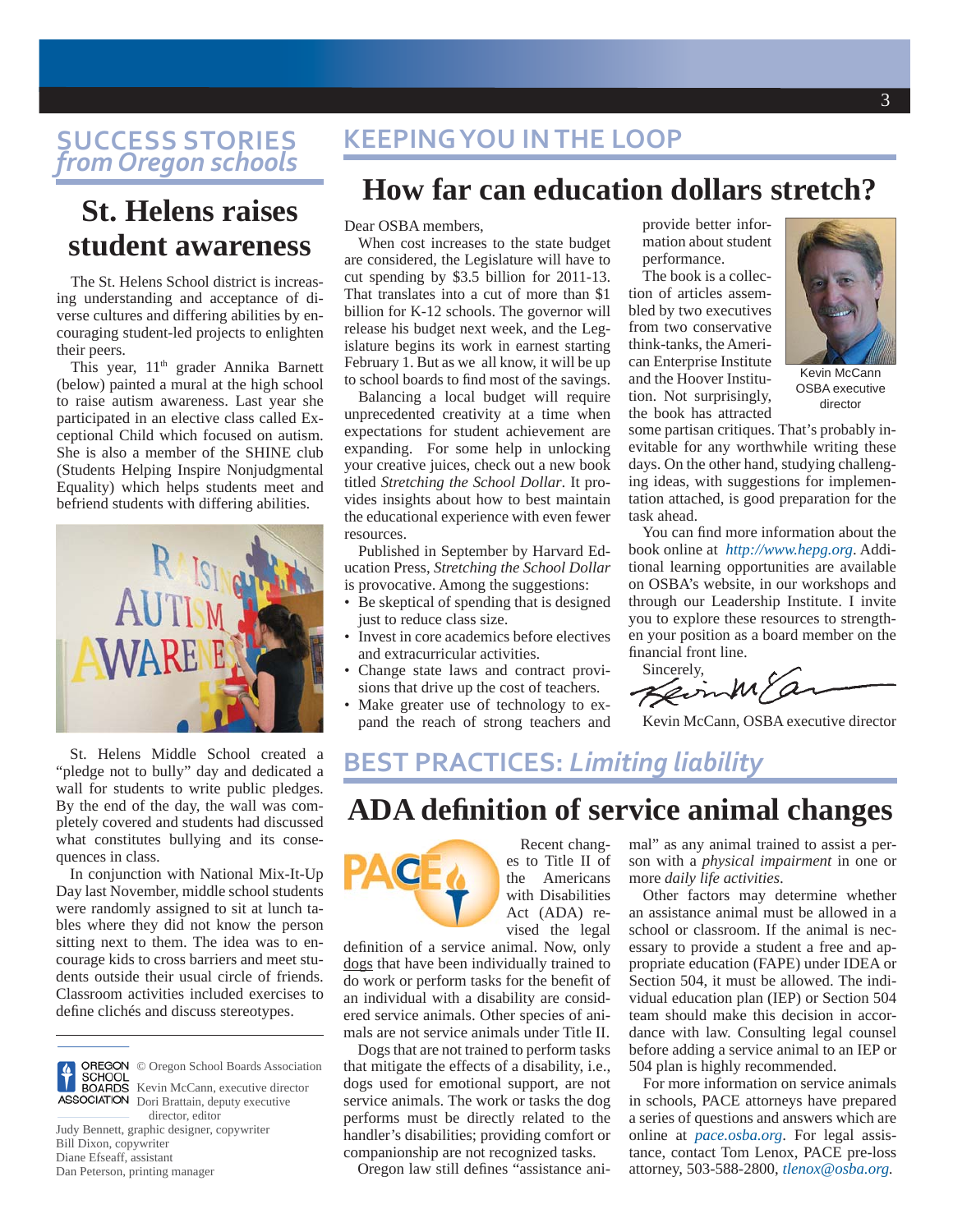## SUCCESS STORIES *from Oregon schools*

# St. Helens raises student awareness

The St. Helens School district is increasing understanding and acceptance of diverse cultures and differing abilities by encouraging student-led projects to enlighten their peers.

This year, 11th grader Annika Barnett (below) painted a mural at the high school to raise autism awareness. Last year she participated in an elective class called Exceptional Child which focused on autism. She is also a member of the SHINE club (Students Helping Inspire Nonjudgmental Equality) which helps students meet and befriend students with differing abilities.

St. Helens Middle School created a "pledge not to bully" day and dedicated a wall for students to write public pledges. By the end of the day, the wall was completely covered and students had discussed what constitutes bullying and its consequences in class.

In conjunction with National Mix-It-Up Day last November, middle school students were randomly assigned to sit at lunch tables where they did not know the person sitting next to them. The idea was to encourage kids to cross barriers and meet students outside their usual circle of friends. Classroom activities included exercises to define clichés and discuss stereotypes.

© Oregon School Boards Association
Kevin McCann, executive director
Dori Brattain, deputy executive director, editor
Judy Bennett, graphic designer, copywriter
Bill Dixon, copywriter
Diane Efseaff, assistant
Dan Peterson, printing manager

## KEEPING YOU IN THE LOOP

# How far can education dollars stretch?

Dear OSBA members,

When cost increases to the state budget are considered, the Legislature will have to cut spending by $3.5 billion for 2011-13. That translates into a cut of more than $1 billion for K-12 schools. The governor will release his budget next week, and the Legislature begins its work in earnest starting February 1. But as we all know, it will be up to school boards to find most of the savings.

Balancing a local budget will require unprecedented creativity at a time when expectations for student achievement are expanding. For some help in unlocking your creative juices, check out a new book titled *Stretching the School Dollar*. It provides insights about how to best maintain the educational experience with even fewer resources.

Published in September by Harvard Education Press, *Stretching the School Dollar* is provocative. Among the suggestions:

- Be skeptical of spending that is designed just to reduce class size.
- Invest in core academics before electives and extracurricular activities.
- Change state laws and contract provisions that drive up the cost of teachers.
- Make greater use of technology to expand the reach of strong teachers and provide better information about student performance.

The book is a collection of articles assembled by two executives from two conservative think-tanks, the American Enterprise Institute and the Hoover Institution. Not surprisingly, the book has attracted some partisan critiques. That's probably inevitable for any worthwhile writing these days. On the other hand, studying challenging ideas, with suggestions for implementation attached, is good preparation for the task ahead.

Kevin McCann
OSBA executive director

You can find more information about the book online at *http://www.hepg.org*. Additional learning opportunities are available on OSBA's website, in our workshops and through our Leadership Institute. I invite you to explore these resources to strengthen your position as a board member on the financial front line.

Sincerely,

Kevin McCann, OSBA executive director

## BEST PRACTICES: *Limiting liability*

# ADA definition of service animal changes

Recent changes to Title II of the Americans with Disabilities Act (ADA) revised the legal definition of a service animal. Now, only dogs that have been individually trained to do work or perform tasks for the benefit of an individual with a disability are considered service animals. Other species of animals are not service animals under Title II.

Dogs that are not trained to perform tasks that mitigate the effects of a disability, i.e., dogs used for emotional support, are not service animals. The work or tasks the dog performs must be directly related to the handler's disabilities; providing comfort or companionship are not recognized tasks.

Oregon law still defines "assistance animal" as any animal trained to assist a person with a *physical impairment* in one or more *daily life activities*.

Other factors may determine whether an assistance animal must be allowed in a school or classroom. If the animal is necessary to provide a student a free and appropriate education (FAPE) under IDEA or Section 504, it must be allowed. The individual education plan (IEP) or Section 504 team should make this decision in accordance with law. Consulting legal counsel before adding a service animal to an IEP or 504 plan is highly recommended.

For more information on service animals in schools, PACE attorneys have prepared a series of questions and answers which are online at *pace.osba.org*. For legal assistance, contact Tom Lenox, PACE pre-loss attorney, 503-588-2800, *tlenox@osba.org*.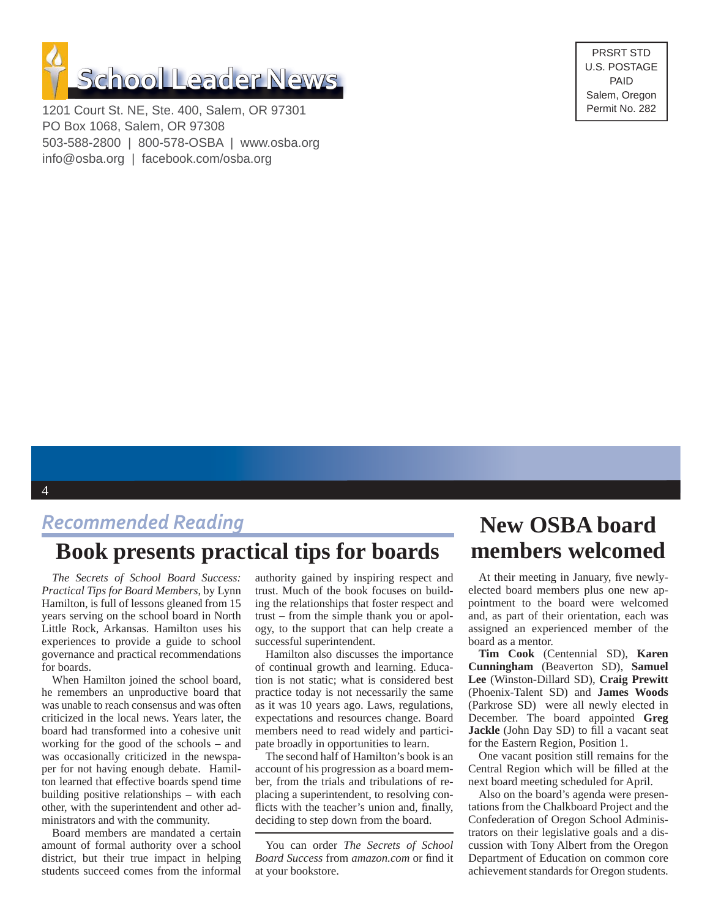# School Leader News

1201 Court St. NE, Ste. 400, Salem, OR 97301
PO Box 1068, Salem, OR 97308
503-588-2800 | 800-578-OSBA | www.osba.org
info@osba.org | facebook.com/osba.org

PRSRT STD
U.S. POSTAGE
PAID
Salem, Oregon
Permit No. 282

## *Recommended Reading*

# Book presents practical tips for boards

*The Secrets of School Board Success: Practical Tips for Board Members,* by Lynn Hamilton, is full of lessons gleaned from 15 years serving on the school board in North Little Rock, Arkansas. Hamilton uses his experiences to provide a guide to school governance and practical recommendations for boards.

When Hamilton joined the school board, he remembers an unproductive board that was unable to reach consensus and was often criticized in the local news. Years later, the board had transformed into a cohesive unit working for the good of the schools – and was occasionally criticized in the newspaper for not having enough debate. Hamilton learned that effective boards spend time building positive relationships – with each other, with the superintendent and other administrators and with the community.

Board members are mandated a certain amount of formal authority over a school district, but their true impact in helping students succeed comes from the informal authority gained by inspiring respect and trust. Much of the book focuses on building the relationships that foster respect and trust – from the simple thank you or apology, to the support that can help create a successful superintendent.

Hamilton also discusses the importance of continual growth and learning. Education is not static; what is considered best practice today is not necessarily the same as it was 10 years ago. Laws, regulations, expectations and resources change. Board members need to read widely and participate broadly in opportunities to learn.

The second half of Hamilton's book is an account of his progression as a board member, from the trials and tribulations of replacing a superintendent, to resolving conflicts with the teacher's union and, finally, deciding to step down from the board.

---

You can order *The Secrets of School Board Success* from *amazon.com* or find it at your bookstore.

# New OSBA board members welcomed

At their meeting in January, five newly-elected board members plus one new appointment to the board were welcomed and, as part of their orientation, each was assigned an experienced member of the board as a mentor.

**Tim Cook** (Centennial SD), **Karen Cunningham** (Beaverton SD), **Samuel Lee** (Winston-Dillard SD), **Craig Prewitt** (Phoenix-Talent SD) and **James Woods** (Parkrose SD) were all newly elected in December. The board appointed **Greg Jackle** (John Day SD) to fill a vacant seat for the Eastern Region, Position 1.

One vacant position still remains for the Central Region which will be filled at the next board meeting scheduled for April.

Also on the board's agenda were presentations from the Chalkboard Project and the Confederation of Oregon School Administrators on their legislative goals and a discussion with Tony Albert from the Oregon Department of Education on common core achievement standards for Oregon students.